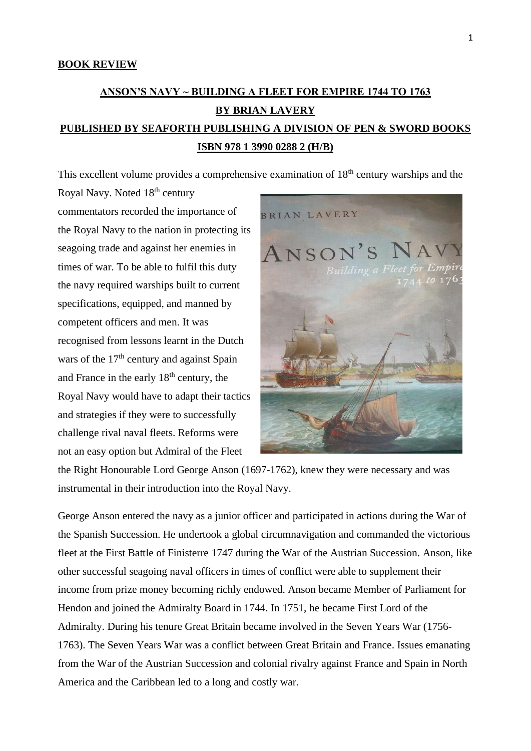**BOOK REVIEW**

**ANSON'S NAVY ~ BUILDING A FLEET FOR EMPIRE 1744 TO 1763**

**BY BRIAN LAVERY**

**PUBLISHED BY SEAFORTH PUBLISHING A DIVISION OF PEN & SWORD BOOKS**

**ISBN 978 1 3990 0288 2 (H/B)**

This excellent volume provides a comprehensive examination of 18th century warships and the Royal Navy. Noted 18th century commentators recorded the importance of the Royal Navy to the nation in protecting its seagoing trade and against her enemies in times of war. To be able to fulfil this duty the navy required warships built to current specifications, equipped, and manned by competent officers and men. It was recognised from lessons learnt in the Dutch wars of the 17th century and against Spain and France in the early 18th century, the Royal Navy would have to adapt their tactics and strategies if they were to successfully challenge rival naval fleets. Reforms were not an easy option but Admiral of the Fleet the Right Honourable Lord George Anson (1697-1762), knew they were necessary and was instrumental in their introduction into the Royal Navy.

George Anson entered the navy as a junior officer and participated in actions during the War of the Spanish Succession. He undertook a global circumnavigation and commanded the victorious fleet at the First Battle of Finisterre 1747 during the War of the Austrian Succession. Anson, like other successful seagoing naval officers in times of conflict were able to supplement their income from prize money becoming richly endowed. Anson became Member of Parliament for Hendon and joined the Admiralty Board in 1744. In 1751, he became First Lord of the Admiralty. During his tenure Great Britain became involved in the Seven Years War (1756-1763). The Seven Years War was a conflict between Great Britain and France. Issues emanating from the War of the Austrian Succession and colonial rivalry against France and Spain in North America and the Caribbean led to a long and costly war.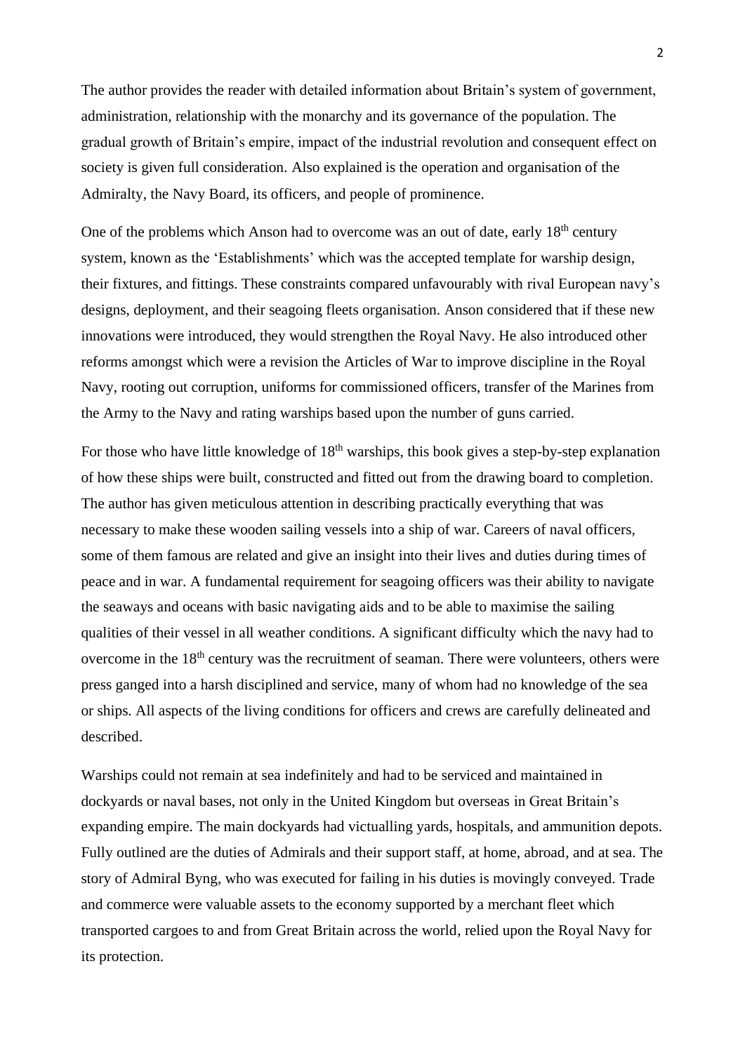The author provides the reader with detailed information about Britain's system of government, administration, relationship with the monarchy and its governance of the population. The gradual growth of Britain's empire, impact of the industrial revolution and consequent effect on society is given full consideration. Also explained is the operation and organisation of the Admiralty, the Navy Board, its officers, and people of prominence.

One of the problems which Anson had to overcome was an out of date, early 18th century system, known as the 'Establishments' which was the accepted template for warship design, their fixtures, and fittings. These constraints compared unfavourably with rival European navy's designs, deployment, and their seagoing fleets organisation. Anson considered that if these new innovations were introduced, they would strengthen the Royal Navy. He also introduced other reforms amongst which were a revision the Articles of War to improve discipline in the Royal Navy, rooting out corruption, uniforms for commissioned officers, transfer of the Marines from the Army to the Navy and rating warships based upon the number of guns carried.

For those who have little knowledge of 18th warships, this book gives a step-by-step explanation of how these ships were built, constructed and fitted out from the drawing board to completion. The author has given meticulous attention in describing practically everything that was necessary to make these wooden sailing vessels into a ship of war. Careers of naval officers, some of them famous are related and give an insight into their lives and duties during times of peace and in war. A fundamental requirement for seagoing officers was their ability to navigate the seaways and oceans with basic navigating aids and to be able to maximise the sailing qualities of their vessel in all weather conditions. A significant difficulty which the navy had to overcome in the 18th century was the recruitment of seaman. There were volunteers, others were press ganged into a harsh disciplined and service, many of whom had no knowledge of the sea or ships. All aspects of the living conditions for officers and crews are carefully delineated and described.

Warships could not remain at sea indefinitely and had to be serviced and maintained in dockyards or naval bases, not only in the United Kingdom but overseas in Great Britain's expanding empire. The main dockyards had victualling yards, hospitals, and ammunition depots. Fully outlined are the duties of Admirals and their support staff, at home, abroad, and at sea. The story of Admiral Byng, who was executed for failing in his duties is movingly conveyed. Trade and commerce were valuable assets to the economy supported by a merchant fleet which transported cargoes to and from Great Britain across the world, relied upon the Royal Navy for its protection.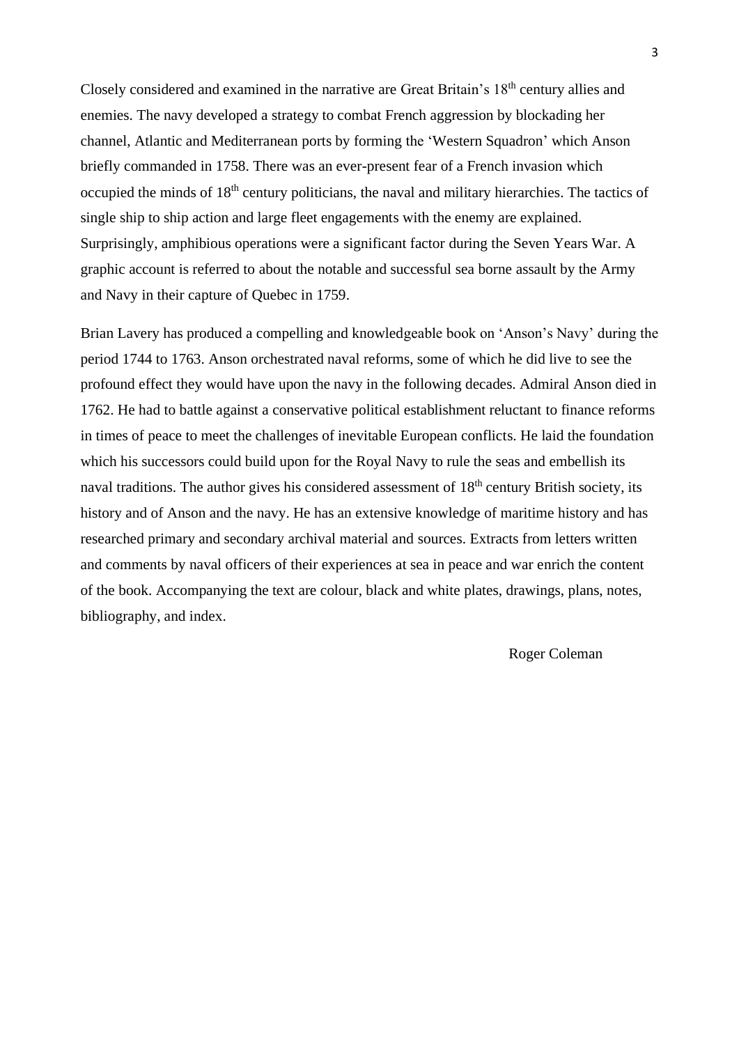Closely considered and examined in the narrative are Great Britain's 18th century allies and enemies. The navy developed a strategy to combat French aggression by blockading her channel, Atlantic and Mediterranean ports by forming the 'Western Squadron' which Anson briefly commanded in 1758. There was an ever-present fear of a French invasion which occupied the minds of 18th century politicians, the naval and military hierarchies. The tactics of single ship to ship action and large fleet engagements with the enemy are explained. Surprisingly, amphibious operations were a significant factor during the Seven Years War. A graphic account is referred to about the notable and successful sea borne assault by the Army and Navy in their capture of Quebec in 1759.

Brian Lavery has produced a compelling and knowledgeable book on 'Anson's Navy' during the period 1744 to 1763. Anson orchestrated naval reforms, some of which he did live to see the profound effect they would have upon the navy in the following decades. Admiral Anson died in 1762. He had to battle against a conservative political establishment reluctant to finance reforms in times of peace to meet the challenges of inevitable European conflicts. He laid the foundation which his successors could build upon for the Royal Navy to rule the seas and embellish its naval traditions. The author gives his considered assessment of 18th century British society, its history and of Anson and the navy. He has an extensive knowledge of maritime history and has researched primary and secondary archival material and sources. Extracts from letters written and comments by naval officers of their experiences at sea in peace and war enrich the content of the book. Accompanying the text are colour, black and white plates, drawings, plans, notes, bibliography, and index.

Roger Coleman